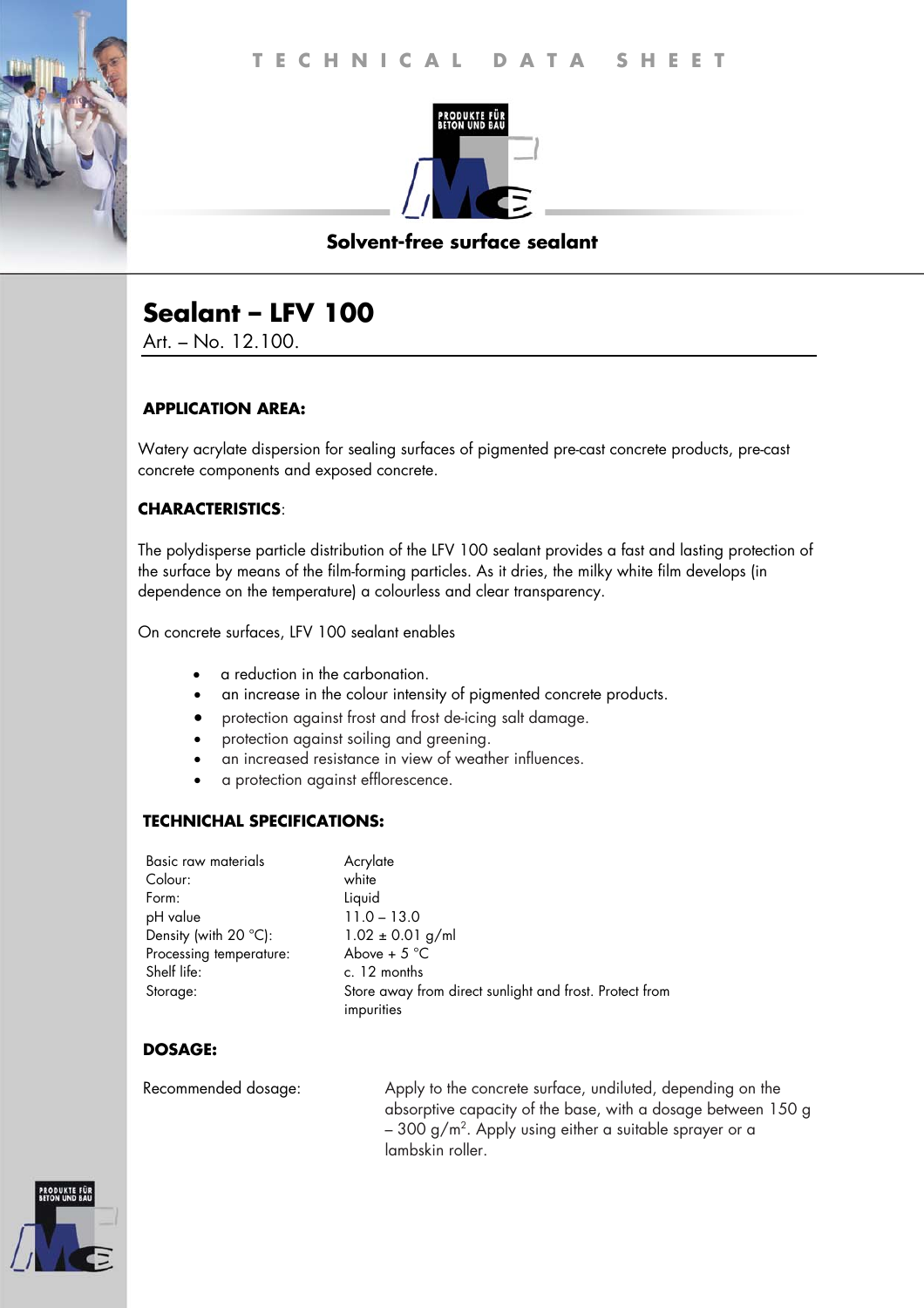# TECHNICAL DATA SHEET

**Solvent-free surface sealant**

## Sealant – LFV 100

Art. – No. 12.100.

### APPLICATION AREA:

Watery acrylate dispersion for sealing surfaces of pigmented pre-cast concrete products, pre-cast concrete components and exposed concrete.

### CHARACTERISTICS:

The polydisperse particle distribution of the LFV 100 sealant provides a fast and lasting protection of the surface by means of the film-forming particles. As it dries, the milky white film develops (in dependence on the temperature) a colourless and clear transparency.

On concrete surfaces, LFV 100 sealant enables

- a reduction in the carbonation.
- an increase in the colour intensity of pigmented concrete products.
- protection against frost and frost de-icing salt damage.
- protection against soiling and greening.
- an increased resistance in view of weather influences.
- a protection against efflorescence.

### TECHNICHAL SPECIFICATIONS:

| | |
|---|---|
| Basic raw materials | Acrylate |
| Colour: | white |
| Form: | Liquid |
| pH value | 11.0 – 13.0 |
| Density (with 20 °C): | 1.02 ± 0.01 g/ml |
| Processing temperature: | Above + 5 °C |
| Shelf life: | c. 12 months |
| Storage: | Store away from direct sunlight and frost. Protect from impurities |

### DOSAGE:

| | |
|---|---|
| Recommended dosage: | Apply to the concrete surface, undiluted, depending on the absorptive capacity of the base, with a dosage between 150 g – 300 g/m². Apply using either a suitable sprayer or a lambskin roller. |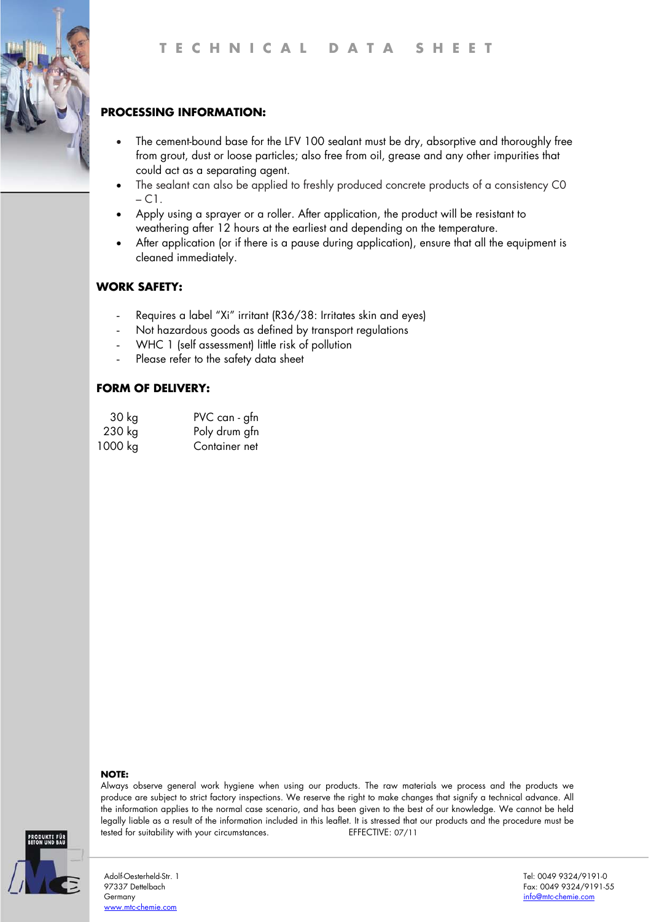## PROCESSING INFORMATION:

- The cement-bound base for the LFV 100 sealant must be dry, absorptive and thoroughly free from grout, dust or loose particles; also free from oil, grease and any other impurities that could act as a separating agent.
- The sealant can also be applied to freshly produced concrete products of a consistency C0 – C1.
- Apply using a sprayer or a roller. After application, the product will be resistant to weathering after 12 hours at the earliest and depending on the temperature.
- After application (or if there is a pause during application), ensure that all the equipment is cleaned immediately.

## WORK SAFETY:

- Requires a label "Xi" irritant (R36/38: Irritates skin and eyes)
- Not hazardous goods as defined by transport regulations
- WHC 1 (self assessment) little risk of pollution
- Please refer to the safety data sheet

## FORM OF DELIVERY:

| | |
|---|---|
| 30 kg | PVC can - gfn |
| 230 kg | Poly drum gfn |
| 1000 kg | Container net |

**NOTE:**
Always observe general work hygiene when using our products. The raw materials we process and the products we produce are subject to strict factory inspections. We reserve the right to make changes that signify a technical advance. All the information applies to the normal case scenario, and has been given to the best of our knowledge. We cannot be held legally liable as a result of the information included in this leaflet. It is stressed that our products and the procedure must be tested for suitability with your circumstances. EFFECTIVE: 07/11

Adolf-Oesterheld-Str. 1
97337 Dettelbach
Germany
www.mtc-chemie.com

Tel: 0049 9324/9191-0
Fax: 0049 9324/9191-55
info@mtc-chemie.com